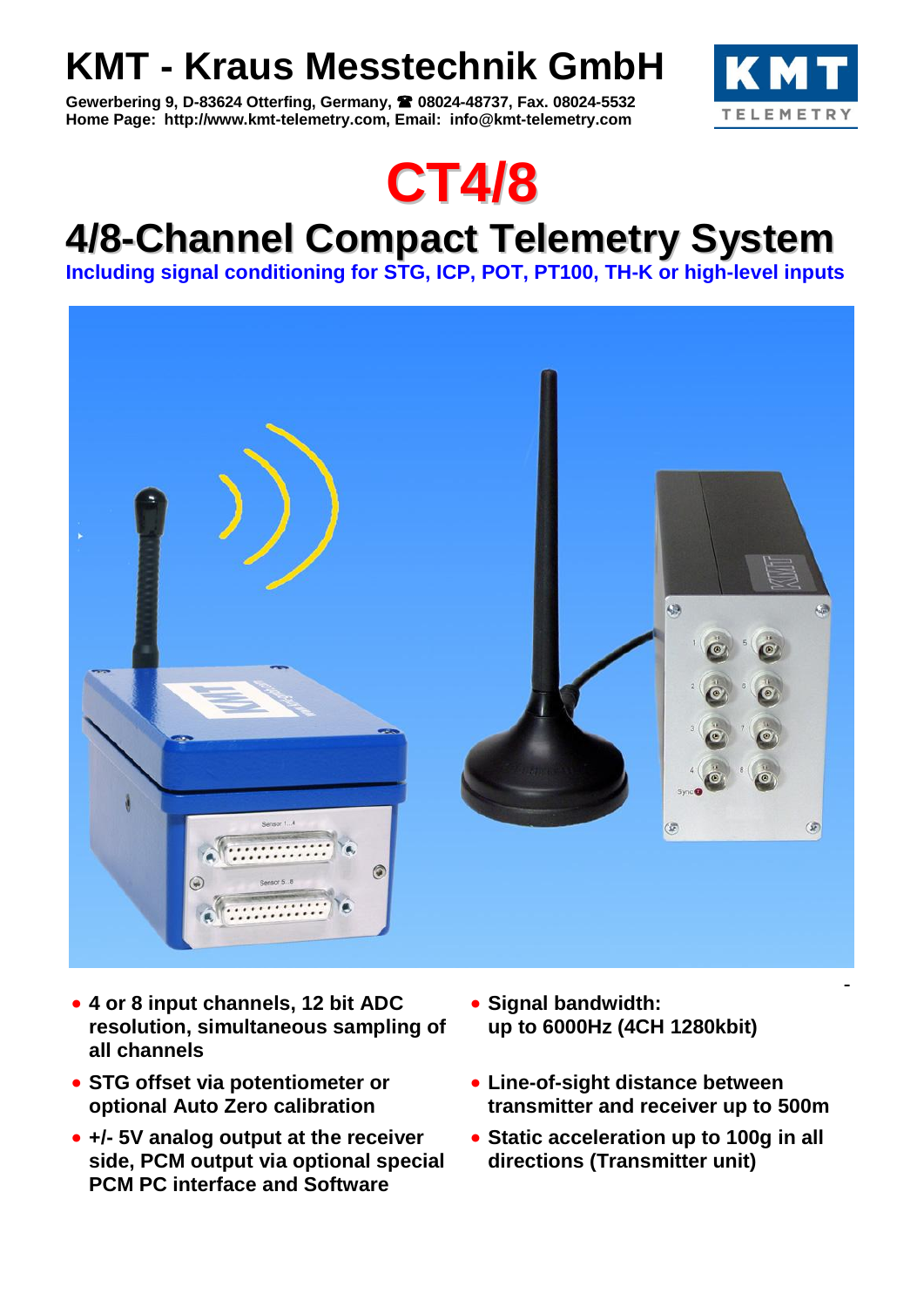# KMT - Kraus Messtechnik GmbH

**Gewerbering 9, D-83624 Otterfing, Germany, ☎ 08024-48737, Fax. 08024-5532**
**Home Page: http://www.kmt-telemetry.com, Email: info@kmt-telemetry.com**

# CT4/8

## 4/8-Channel Compact Telemetry System

**Including signal conditioning for STG, ICP, POT, PT100, TH-K or high-level inputs**

- **4 or 8 input channels, 12 bit ADC resolution, simultaneous sampling of all channels**
- **STG offset via potentiometer or optional Auto Zero calibration**
- **+/- 5V analog output at the receiver side, PCM output via optional special PCM PC interface and Software**
- **Signal bandwidth: up to 6000Hz (4CH 1280kbit)**
- **Line-of-sight distance between transmitter and receiver up to 500m**
- **Static acceleration up to 100g in all directions (Transmitter unit)**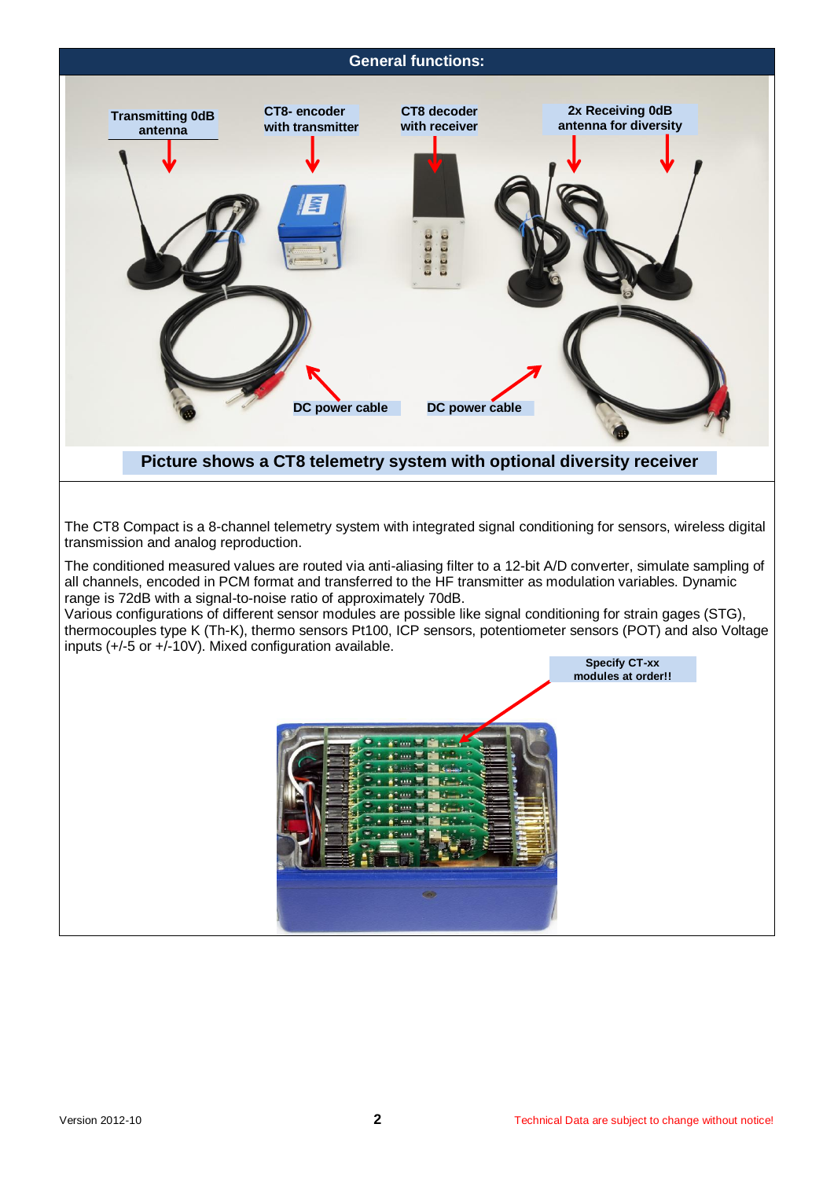## General functions:

Transmitting 0dB antenna

CT8- encoder with transmitter

CT8 decoder with receiver

2x Receiving 0dB antenna for diversity

DC power cable

DC power cable

**Picture shows a CT8 telemetry system with optional diversity receiver**

The CT8 Compact is a 8-channel telemetry system with integrated signal conditioning for sensors, wireless digital transmission and analog reproduction.

The conditioned measured values are routed via anti-aliasing filter to a 12-bit A/D converter, simulate sampling of all channels, encoded in PCM format and transferred to the HF transmitter as modulation variables. Dynamic range is 72dB with a signal-to-noise ratio of approximately 70dB.
Various configurations of different sensor modules are possible like signal conditioning for strain gages (STG), thermocouples type K (Th-K), thermo sensors Pt100, ICP sensors, potentiometer sensors (POT) and also Voltage inputs (+/-5 or +/-10V). Mixed configuration available.

**Specify CT-xx modules at order!!**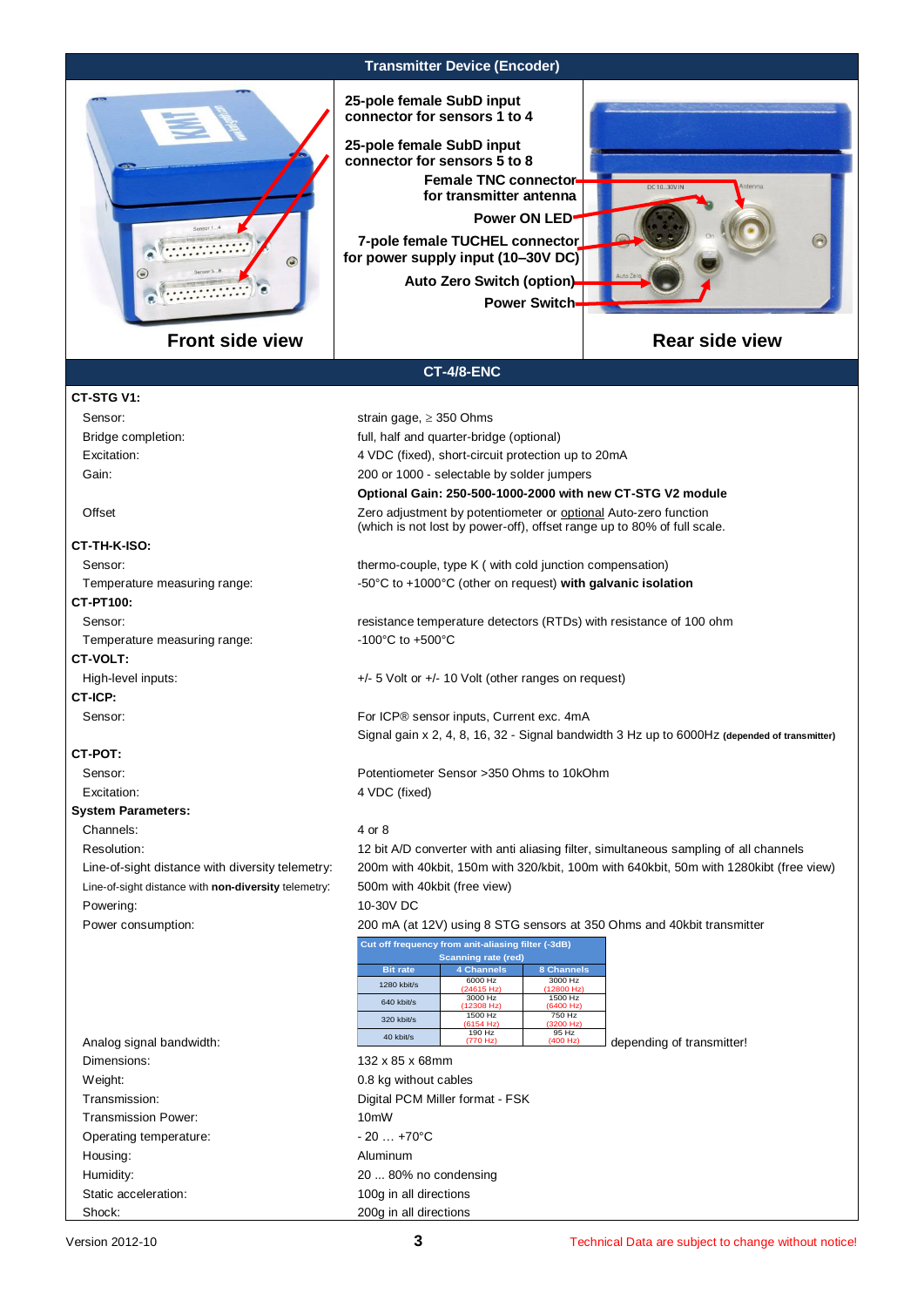## Transmitter Device (Encoder)

25-pole female SubD input connector for sensors 1 to 4

25-pole female SubD input connector for sensors 5 to 8

Female TNC connector for transmitter antenna

Power ON LED

7-pole female TUCHEL connector for power supply input (10–30V DC)

Auto Zero Switch (option)

Power Switch

**Front side view** | **Rear side view**

## CT-4/8-ENC

**CT-STG V1:**

| | |
|---|---|
| Sensor: | strain gage, ≥ 350 Ohms |
| Bridge completion: | full, half and quarter-bridge (optional) |
| Excitation: | 4 VDC (fixed), short-circuit protection up to 20mA |
| Gain: | 200 or 1000 - selectable by solder jumpers |
| | **Optional Gain: 250-500-1000-2000 with new CT-STG V2 module** |
| Offset | Zero adjustment by potentiometer or optional Auto-zero function (which is not lost by power-off), offset range up to 80% of full scale. |

**CT-TH-K-ISO:**

| | |
|---|---|
| Sensor: | thermo-couple, type K ( with cold junction compensation) |
| Temperature measuring range: | -50°C to +1000°C (other on request) **with galvanic isolation** |

**CT-PT100:**

| | |
|---|---|
| Sensor: | resistance temperature detectors (RTDs) with resistance of 100 ohm |
| Temperature measuring range: | -100°C to +500°C |

**CT-VOLT:**

| | |
|---|---|
| High-level inputs: | +/- 5 Volt or +/- 10 Volt (other ranges on request) |

**CT-ICP:**

| | |
|---|---|
| Sensor: | For ICP® sensor inputs, Current exc. 4mA |
| | Signal gain x 2, 4, 8, 16, 32 - Signal bandwidth 3 Hz up to 6000Hz **(depended of transmitter)** |

**CT-POT:**

| | |
|---|---|
| Sensor: | Potentiometer Sensor >350 Ohms to 10kOhm |
| Excitation: | 4 VDC (fixed) |

**System Parameters:**

| | |
|---|---|
| Channels: | 4 or 8 |
| Resolution: | 12 bit A/D converter with anti aliasing filter, simultaneous sampling of all channels |
| Line-of-sight distance with diversity telemetry: | 200m with 40kbit, 150m with 320/kbit, 100m with 640kbit, 50m with 1280kibt (free view) |
| Line-of-sight distance with **non-diversity** telemetry: | 500m with 40kbit (free view) |
| Powering: | 10-30V DC |
| Power consumption: | 200 mA (at 12V) using 8 STG sensors at 350 Ohms and 40kbit transmitter |

Analog signal bandwidth: depending of transmitter!

Cut off frequency from anit-aliasing filter (-3dB) / Scanning rate (red)

| Bit rate | 4 Channels | 8 Channels |
|---|---|---|
| 1280 kbit/s | 6000 Hz (24615 Hz) | 3000 Hz (12800 Hz) |
| 640 kbit/s | 3000 Hz (12308 Hz) | 1500 Hz (6400 Hz) |
| 320 kbit/s | 1500 Hz (6154 Hz) | 750 Hz (3200 Hz) |
| 40 kbit/s | 190 Hz (770 Hz) | 95 Hz (400 Hz) |

| | |
|---|---|
| Dimensions: | 132 x 85 x 68mm |
| Weight: | 0.8 kg without cables |
| Transmission: | Digital PCM Miller format - FSK |
| Transmission Power: | 10mW |
| Operating temperature: | - 20 … +70°C |
| Housing: | Aluminum |
| Humidity: | 20 ... 80% no condensing |
| Static acceleration: | 100g in all directions |
| Shock: | 200g in all directions |

Version 2012-10

Technical Data are subject to change without notice!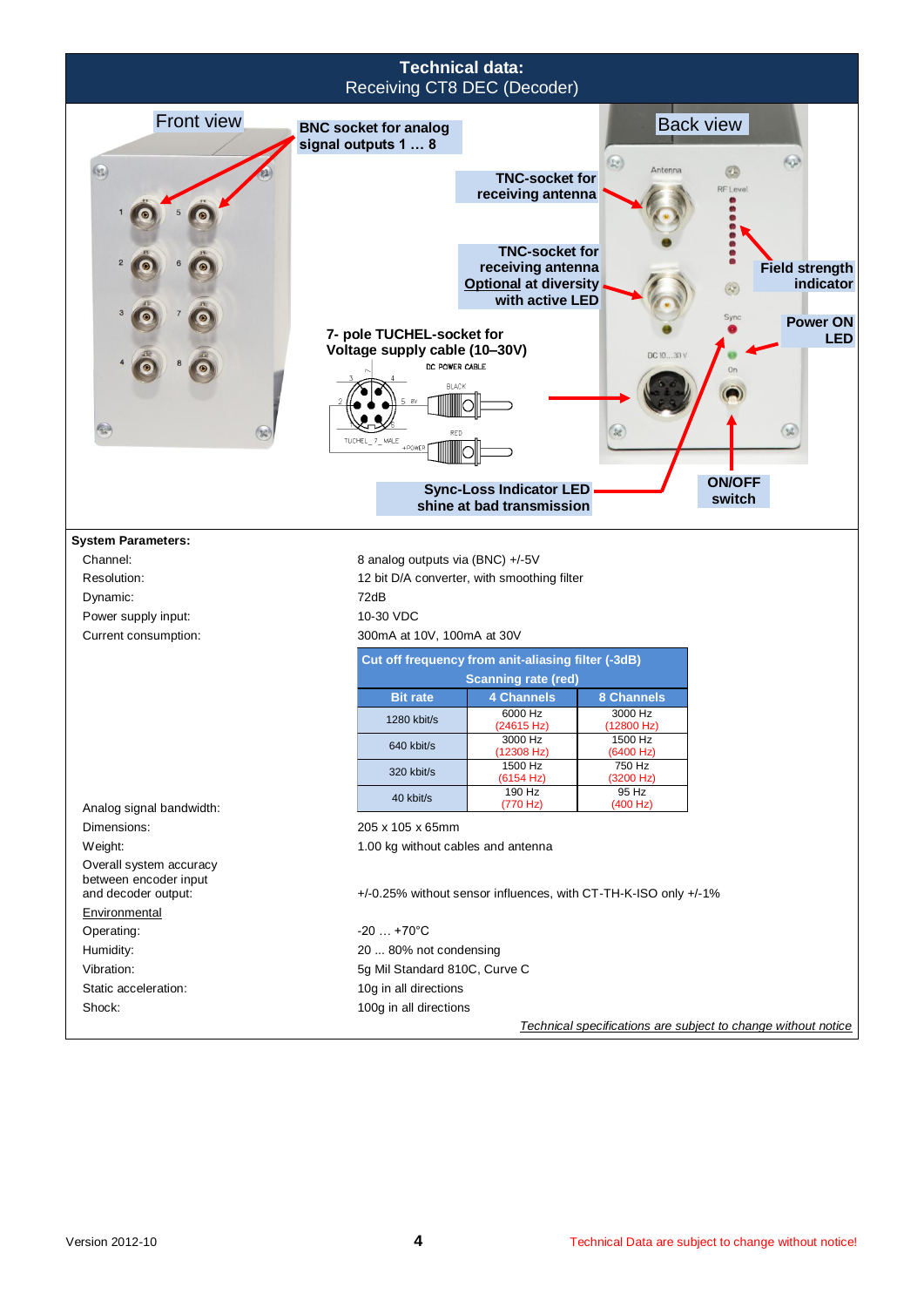# Technical data:
## Receiving CT8 DEC (Decoder)

Front view

**BNC socket for analog signal outputs 1 … 8**

Back view

**TNC-socket for receiving antenna**

**TNC-socket for receiving antenna Optional at diversity with active LED**

**Field strength indicator**

**Power ON LED**

**7- pole TUCHEL-socket for Voltage supply cable (10–30V)**

**Sync-Loss Indicator LED shine at bad transmission**

**ON/OFF switch**

**System Parameters:**

| | |
|---|---|
| Channel: | 8 analog outputs via (BNC) +/-5V |
| Resolution: | 12 bit D/A converter, with smoothing filter |
| Dynamic: | 72dB |
| Power supply input: | 10-30 VDC |
| Current consumption: | 300mA at 10V, 100mA at 30V |

Analog signal bandwidth:

| Cut off frequency from anit-aliasing filter (-3dB) Scanning rate (red) | | |
|---|---|---|
| **Bit rate** | **4 Channels** | **8 Channels** |
| 1280 kbit/s | 6000 Hz (24615 Hz) | 3000 Hz (12800 Hz) |
| 640 kbit/s | 3000 Hz (12308 Hz) | 1500 Hz (6400 Hz) |
| 320 kbit/s | 1500 Hz (6154 Hz) | 750 Hz (3200 Hz) |
| 40 kbit/s | 190 Hz (770 Hz) | 95 Hz (400 Hz) |

| | |
|---|---|
| Dimensions: | 205 x 105 x 65mm |
| Weight: | 1.00 kg without cables and antenna |
| Overall system accuracy between encoder input and decoder output: | +/-0.25% without sensor influences, with CT-TH-K-ISO only +/-1% |

<u>Environmental</u>

| | |
|---|---|
| Operating: | -20 … +70°C |
| Humidity: | 20 ... 80% not condensing |
| Vibration: | 5g Mil Standard 810C, Curve C |
| Static acceleration: | 10g in all directions |
| Shock: | 100g in all directions |

*<u>Technical specifications are subject to change without notice</u>*

Version 2012-10

Technical Data are subject to change without notice!